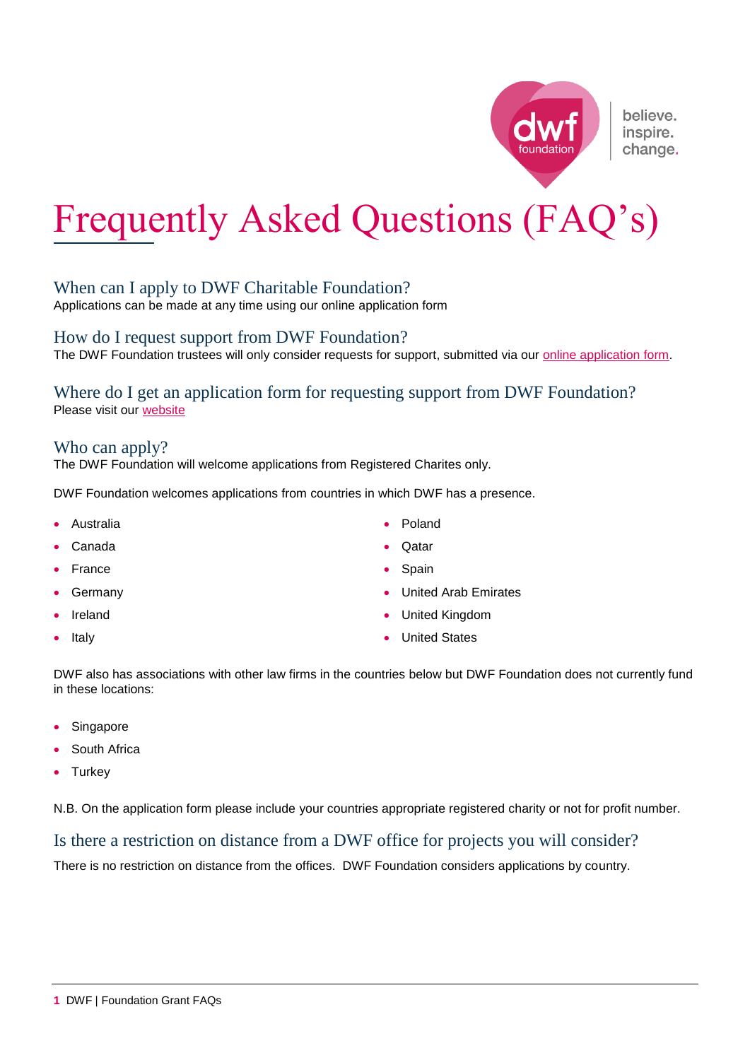believe.
inspire.
change.

# Frequently Asked Questions (FAQ's)

## When can I apply to DWF Charitable Foundation?

Applications can be made at any time using our online application form

## How do I request support from DWF Foundation?

The DWF Foundation trustees will only consider requests for support, submitted via our online application form.

## Where do I get an application form for requesting support from DWF Foundation?

Please visit our website

## Who can apply?

The DWF Foundation will welcome applications from Registered Charites only.

DWF Foundation welcomes applications from countries in which DWF has a presence.

- Australia
- Canada
- France
- Germany
- Ireland
- Italy
- Poland
- Qatar
- Spain
- United Arab Emirates
- United Kingdom
- United States

DWF also has associations with other law firms in the countries below but DWF Foundation does not currently fund in these locations:

- Singapore
- South Africa
- Turkey

N.B. On the application form please include your countries appropriate registered charity or not for profit number.

## Is there a restriction on distance from a DWF office for projects you will consider?

There is no restriction on distance from the offices. DWF Foundation considers applications by country.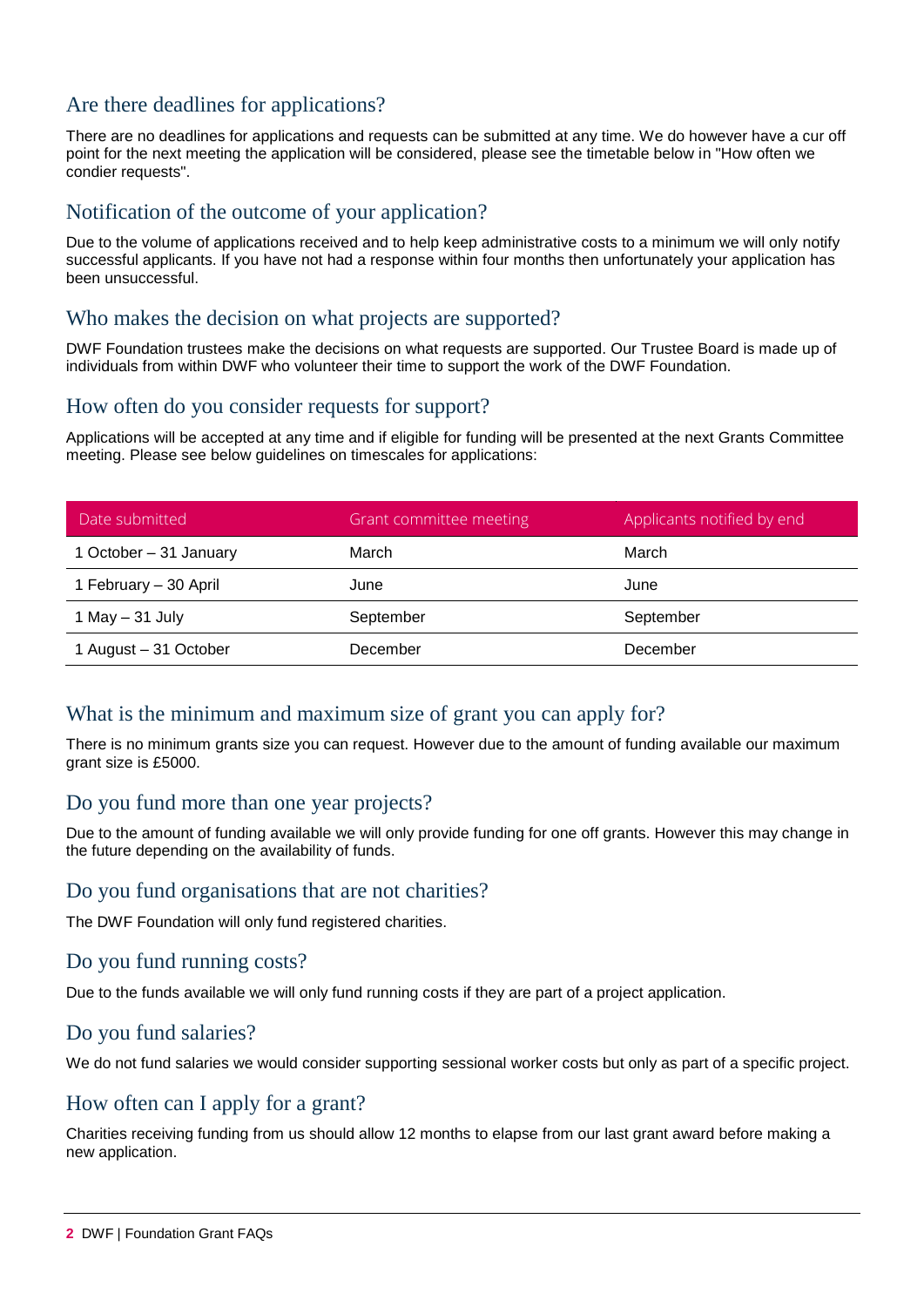## Are there deadlines for applications?

There are no deadlines for applications and requests can be submitted at any time. We do however have a cur off point for the next meeting the application will be considered, please see the timetable below in "How often we condier requests".

## Notification of the outcome of your application?

Due to the volume of applications received and to help keep administrative costs to a minimum we will only notify successful applicants. If you have not had a response within four months then unfortunately your application has been unsuccessful.

## Who makes the decision on what projects are supported?

DWF Foundation trustees make the decisions on what requests are supported. Our Trustee Board is made up of individuals from within DWF who volunteer their time to support the work of the DWF Foundation.

## How often do you consider requests for support?

Applications will be accepted at any time and if eligible for funding will be presented at the next Grants Committee meeting. Please see below guidelines on timescales for applications:

| Date submitted | Grant committee meeting | Applicants notified by end |
|---|---|---|
| 1 October – 31 January | March | March |
| 1 February – 30 April | June | June |
| 1 May – 31 July | September | September |
| 1 August – 31 October | December | December |

## What is the minimum and maximum size of grant you can apply for?

There is no minimum grants size you can request. However due to the amount of funding available our maximum grant size is £5000.

## Do you fund more than one year projects?

Due to the amount of funding available we will only provide funding for one off grants. However this may change in the future depending on the availability of funds.

## Do you fund organisations that are not charities?

The DWF Foundation will only fund registered charities.

## Do you fund running costs?

Due to the funds available we will only fund running costs if they are part of a project application.

## Do you fund salaries?

We do not fund salaries we would consider supporting sessional worker costs but only as part of a specific project.

## How often can I apply for a grant?

Charities receiving funding from us should allow 12 months to elapse from our last grant award before making a new application.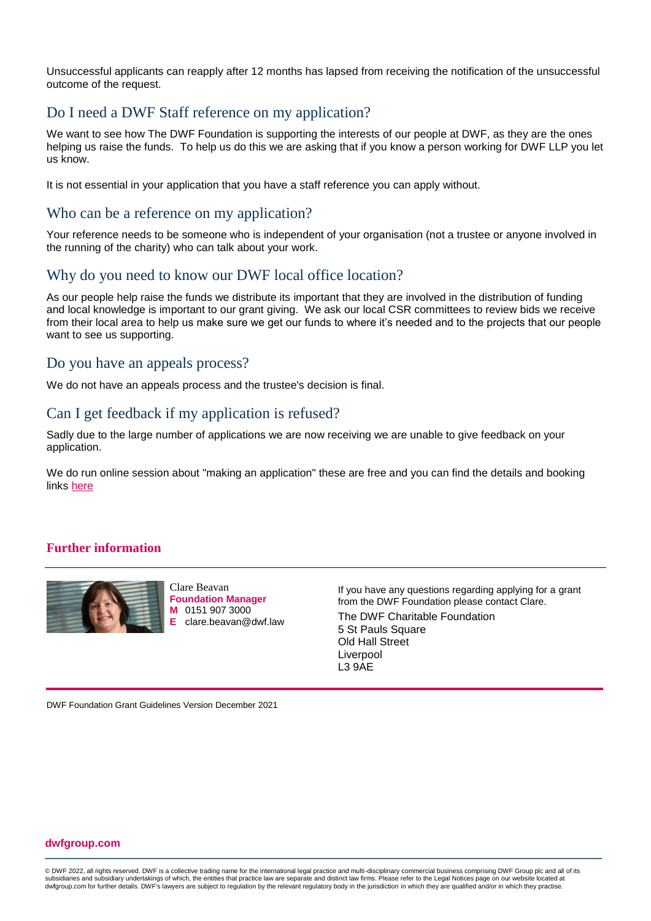Unsuccessful applicants can reapply after 12 months has lapsed from receiving the notification of the unsuccessful outcome of the request.

## Do I need a DWF Staff reference on my application?

We want to see how The DWF Foundation is supporting the interests of our people at DWF, as they are the ones helping us raise the funds. To help us do this we are asking that if you know a person working for DWF LLP you let us know.

It is not essential in your application that you have a staff reference you can apply without.

## Who can be a reference on my application?

Your reference needs to be someone who is independent of your organisation (not a trustee or anyone involved in the running of the charity) who can talk about your work.

## Why do you need to know our DWF local office location?

As our people help raise the funds we distribute its important that they are involved in the distribution of funding and local knowledge is important to our grant giving. We ask our local CSR committees to review bids we receive from their local area to help us make sure we get our funds to where it's needed and to the projects that our people want to see us supporting.

## Do you have an appeals process?

We do not have an appeals process and the trustee's decision is final.

## Can I get feedback if my application is refused?

Sadly due to the large number of applications we are now receiving we are unable to give feedback on your application.

We do run online session about "making an application" these are free and you can find the details and booking links here

## Further information

Clare Beavan
**Foundation Manager**
**M** 0151 907 3000
**E** clare.beavan@dwf.law

If you have any questions regarding applying for a grant from the DWF Foundation please contact Clare.

The DWF Charitable Foundation
5 St Pauls Square
Old Hall Street
Liverpool
L3 9AE

DWF Foundation Grant Guidelines Version December 2021

**dwfgroup.com**

© DWF 2022, all rights reserved. DWF is a collective trading name for the international legal practice and multi-disciplinary commercial business comprising DWF Group plc and all of its subsidiaries and subsidiary undertakings of which, the entities that practice law are separate and distinct law firms. Please refer to the Legal Notices page on our website located at dwfgroup.com for further details. DWF's lawyers are subject to regulation by the relevant regulatory body in the jurisdiction in which they are qualified and/or in which they practise.